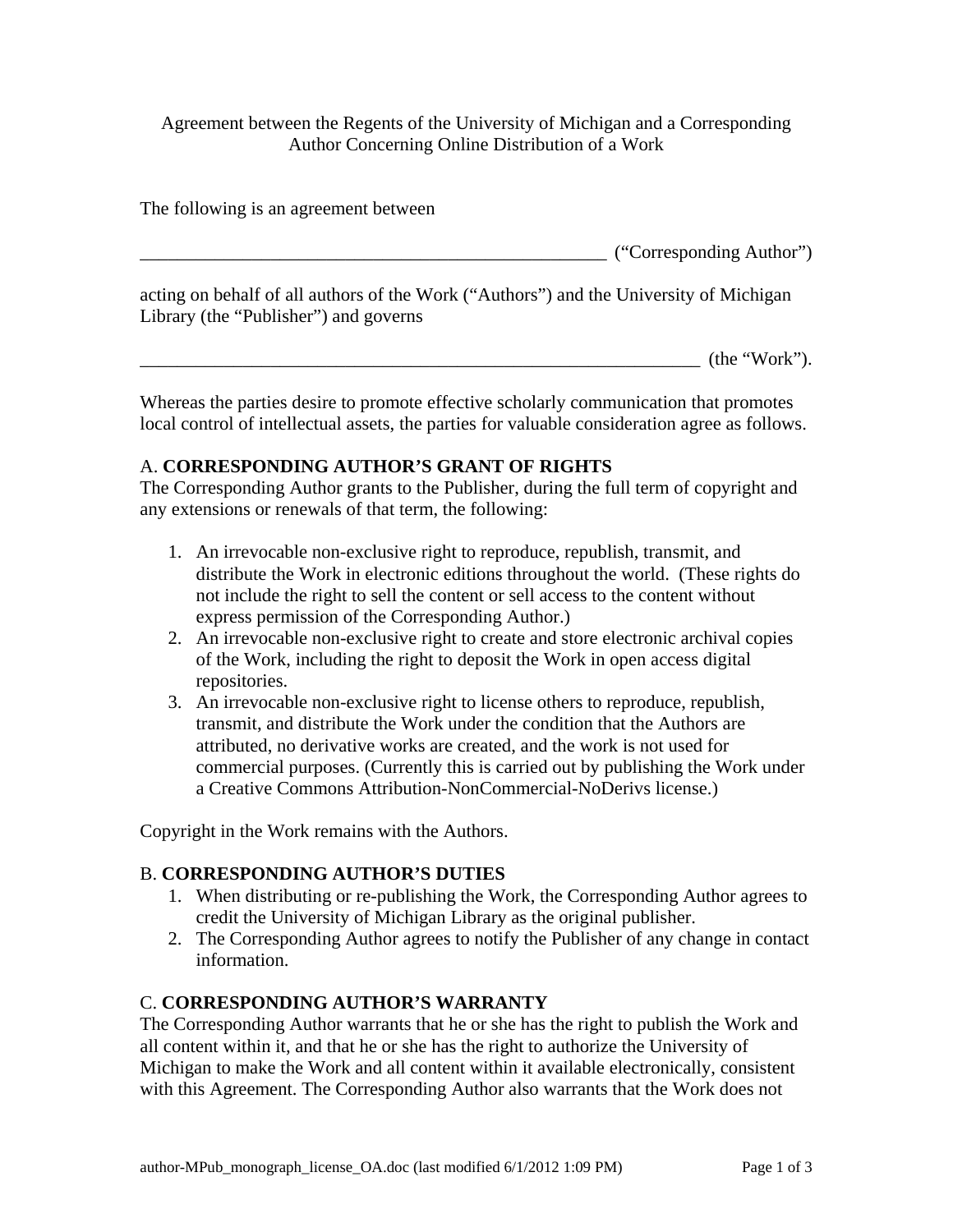Agreement between the Regents of the University of Michigan and a Corresponding Author Concerning Online Distribution of a Work

The following is an agreement between

____________________________________________________ ("Corresponding Author")

acting on behalf of all authors of the Work ("Authors") and the University of Michigan Library (the "Publisher") and governs

______________________________________________________________ (the "Work").

Whereas the parties desire to promote effective scholarly communication that promotes local control of intellectual assets, the parties for valuable consideration agree as follows.

## A. **CORRESPONDING AUTHOR'S GRANT OF RIGHTS**

The Corresponding Author grants to the Publisher, during the full term of copyright and any extensions or renewals of that term, the following:

1. An irrevocable non-exclusive right to reproduce, republish, transmit, and distribute the Work in electronic editions throughout the world. (These rights do not include the right to sell the content or sell access to the content without express permission of the Corresponding Author.)
2. An irrevocable non-exclusive right to create and store electronic archival copies of the Work, including the right to deposit the Work in open access digital repositories.
3. An irrevocable non-exclusive right to license others to reproduce, republish, transmit, and distribute the Work under the condition that the Authors are attributed, no derivative works are created, and the work is not used for commercial purposes. (Currently this is carried out by publishing the Work under a Creative Commons Attribution-NonCommercial-NoDerivs license.)

Copyright in the Work remains with the Authors.

## B. **CORRESPONDING AUTHOR'S DUTIES**

1. When distributing or re-publishing the Work, the Corresponding Author agrees to credit the University of Michigan Library as the original publisher.
2. The Corresponding Author agrees to notify the Publisher of any change in contact information.

## C. **CORRESPONDING AUTHOR'S WARRANTY**

The Corresponding Author warrants that he or she has the right to publish the Work and all content within it, and that he or she has the right to authorize the University of Michigan to make the Work and all content within it available electronically, consistent with this Agreement. The Corresponding Author also warrants that the Work does not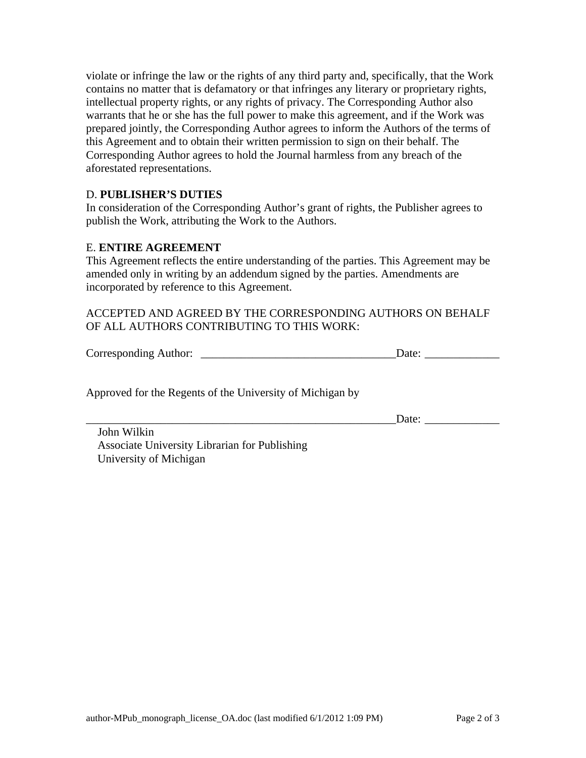violate or infringe the law or the rights of any third party and, specifically, that the Work contains no matter that is defamatory or that infringes any literary or proprietary rights, intellectual property rights, or any rights of privacy. The Corresponding Author also warrants that he or she has the full power to make this agreement, and if the Work was prepared jointly, the Corresponding Author agrees to inform the Authors of the terms of this Agreement and to obtain their written permission to sign on their behalf. The Corresponding Author agrees to hold the Journal harmless from any breach of the aforestated representations.

D. **PUBLISHER'S DUTIES**
In consideration of the Corresponding Author's grant of rights, the Publisher agrees to publish the Work, attributing the Work to the Authors.

E. **ENTIRE AGREEMENT**
This Agreement reflects the entire understanding of the parties. This Agreement may be amended only in writing by an addendum signed by the parties. Amendments are incorporated by reference to this Agreement.

ACCEPTED AND AGREED BY THE CORRESPONDING AUTHORS ON BEHALF OF ALL AUTHORS CONTRIBUTING TO THIS WORK:

Corresponding Author: __________________________________Date: _____________

Approved for the Regents of the University of Michigan by

_______________________________________________________Date: _____________

John Wilkin
Associate University Librarian for Publishing
University of Michigan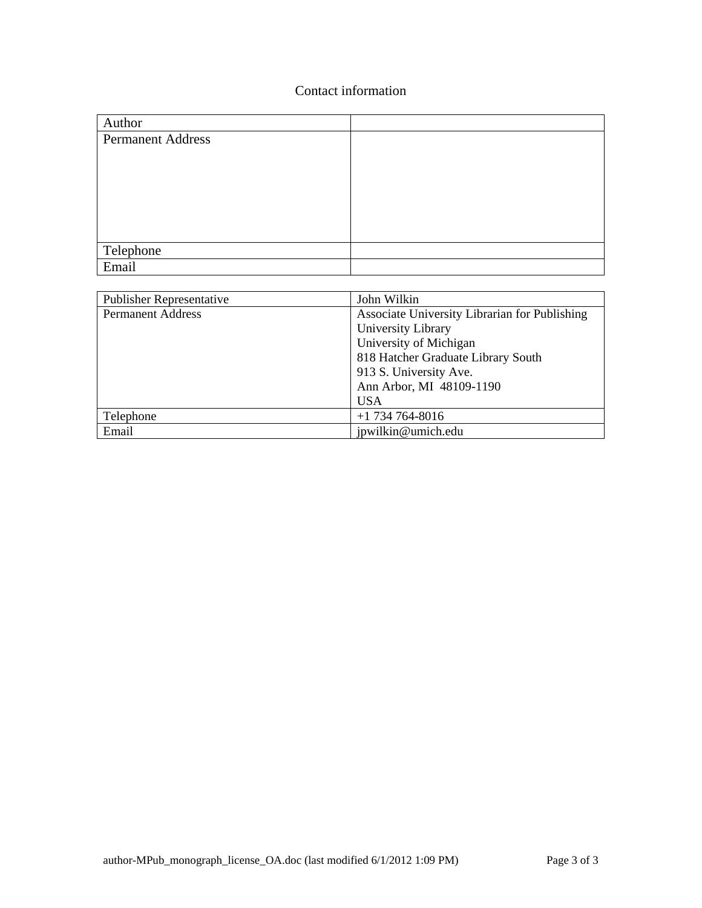Contact information

| | |
|---|---|
| Author | |
| Permanent Address | |
| Telephone | |
| Email | |

| | |
|---|---|
| Publisher Representative | John Wilkin |
| Permanent Address | Associate University Librarian for Publishing<br>University Library<br>University of Michigan<br>818 Hatcher Graduate Library South<br>913 S. University Ave.<br>Ann Arbor, MI 48109-1190<br>USA |
| Telephone | +1 734 764-8016 |
| Email | jpwilkin@umich.edu |

author-MPub_monograph_license_OA.doc (last modified 6/1/2012 1:09 PM)